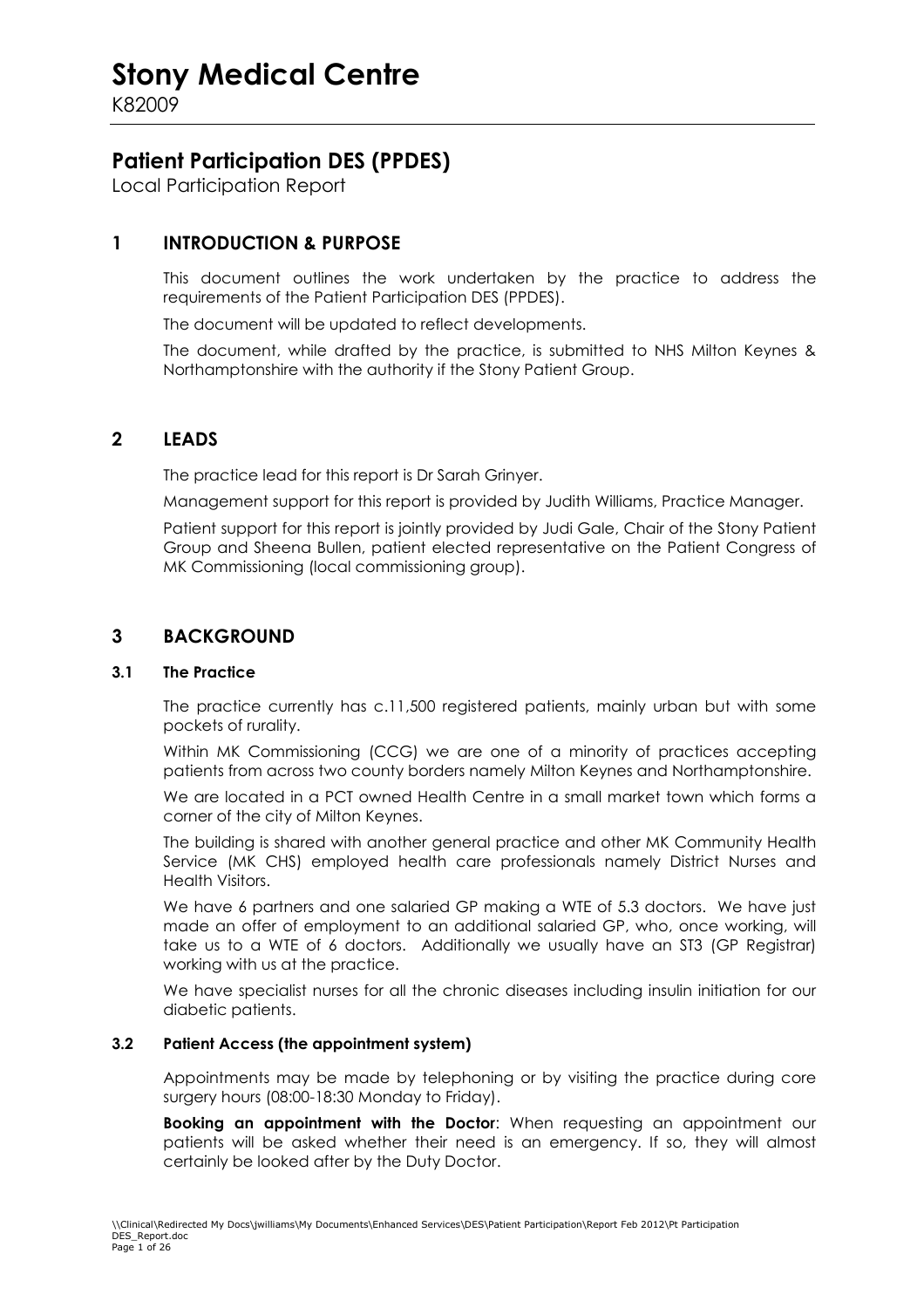# Stony Medical Centre

K82009

## Patient Participation DES (PPDES)

Local Participation Report

## 1 INTRODUCTION & PURPOSE

This document outlines the work undertaken by the practice to address the requirements of the Patient Participation DES (PPDES).

The document will be updated to reflect developments.

The document, while drafted by the practice, is submitted to NHS Milton Keynes & Northamptonshire with the authority if the Stony Patient Group.

## 2 LEADS

The practice lead for this report is Dr Sarah Grinyer.

Management support for this report is provided by Judith Williams, Practice Manager.

Patient support for this report is jointly provided by Judi Gale, Chair of the Stony Patient Group and Sheena Bullen, patient elected representative on the Patient Congress of MK Commissioning (local commissioning group).

## 3 BACKGROUND

### 3.1 The Practice

The practice currently has c.11,500 registered patients, mainly urban but with some pockets of rurality.

Within MK Commissioning (CCG) we are one of a minority of practices accepting patients from across two county borders namely Milton Keynes and Northamptonshire.

We are located in a PCT owned Health Centre in a small market town which forms a corner of the city of Milton Keynes.

The building is shared with another general practice and other MK Community Health Service (MK CHS) employed health care professionals namely District Nurses and Health Visitors.

We have 6 partners and one salaried GP making a WTE of 5.3 doctors. We have just made an offer of employment to an additional salaried GP, who, once working, will take us to a WTE of 6 doctors. Additionally we usually have an ST3 (GP Registrar) working with us at the practice.

We have specialist nurses for all the chronic diseases including insulin initiation for our diabetic patients.

### 3.2 Patient Access (the appointment system)

Appointments may be made by telephoning or by visiting the practice during core surgery hours (08:00-18:30 Monday to Friday).

**Booking an appointment with the Doctor**: When requesting an appointment our patients will be asked whether their need is an emergency. If so, they will almost certainly be looked after by the Duty Doctor.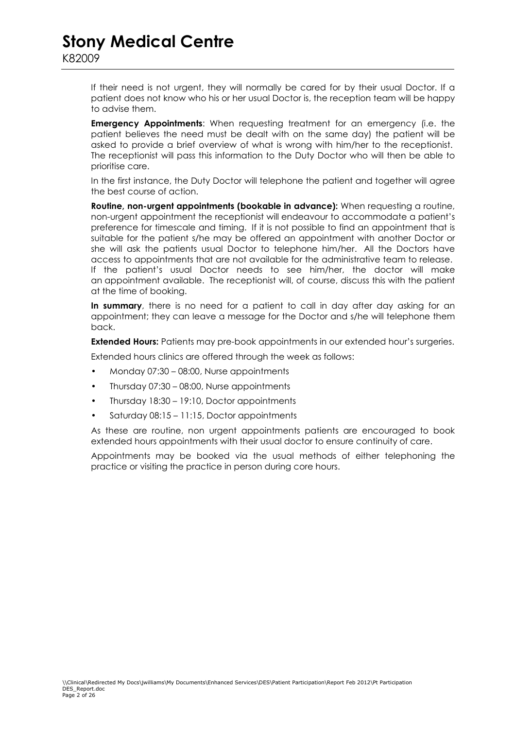If their need is not urgent, they will normally be cared for by their usual Doctor. If a patient does not know who his or her usual Doctor is, the reception team will be happy to advise them.

**Emergency Appointments**: When requesting treatment for an emergency (i.e. the patient believes the need must be dealt with on the same day) the patient will be asked to provide a brief overview of what is wrong with him/her to the receptionist. The receptionist will pass this information to the Duty Doctor who will then be able to prioritise care.

In the first instance, the Duty Doctor will telephone the patient and together will agree the best course of action.

**Routine, non-urgent appointments (bookable in advance):** When requesting a routine, non-urgent appointment the receptionist will endeavour to accommodate a patient's preference for timescale and timing. If it is not possible to find an appointment that is suitable for the patient s/he may be offered an appointment with another Doctor or she will ask the patients usual Doctor to telephone him/her. All the Doctors have access to appointments that are not available for the administrative team to release. If the patient's usual Doctor needs to see him/her, the doctor will make an appointment available. The receptionist will, of course, discuss this with the patient at the time of booking.

**In summary**, there is no need for a patient to call in day after day asking for an appointment; they can leave a message for the Doctor and s/he will telephone them back.

**Extended Hours:** Patients may pre-book appointments in our extended hour's surgeries.

Extended hours clinics are offered through the week as follows:

- Monday 07:30 – 08:00, Nurse appointments
- Thursday 07:30 – 08:00, Nurse appointments
- Thursday 18:30 – 19:10, Doctor appointments
- Saturday 08:15 – 11:15, Doctor appointments

As these are routine, non urgent appointments patients are encouraged to book extended hours appointments with their usual doctor to ensure continuity of care.

Appointments may be booked via the usual methods of either telephoning the practice or visiting the practice in person during core hours.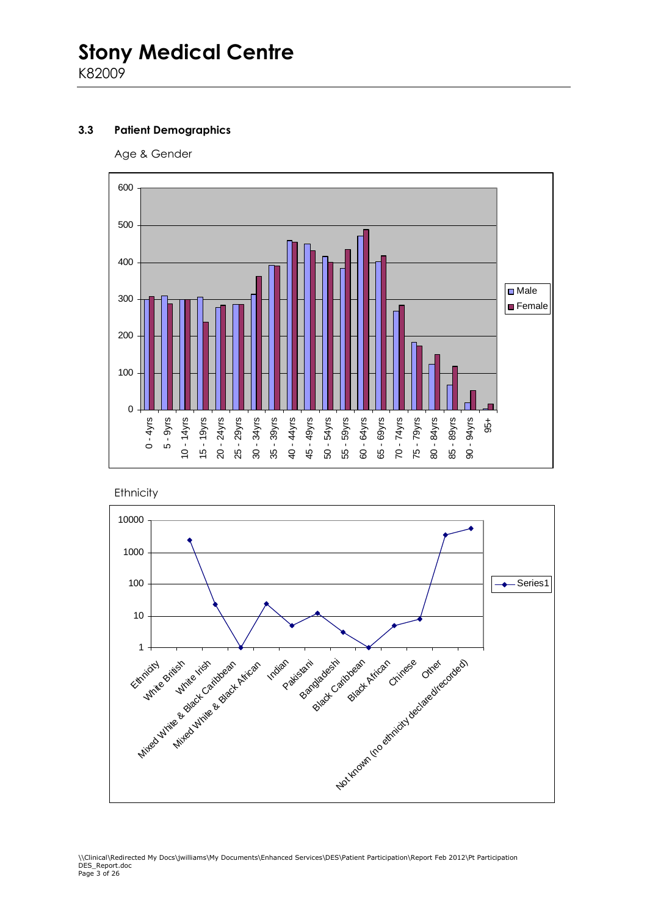### 3.3 Patient Demographics

Age & Gender

Ethnicity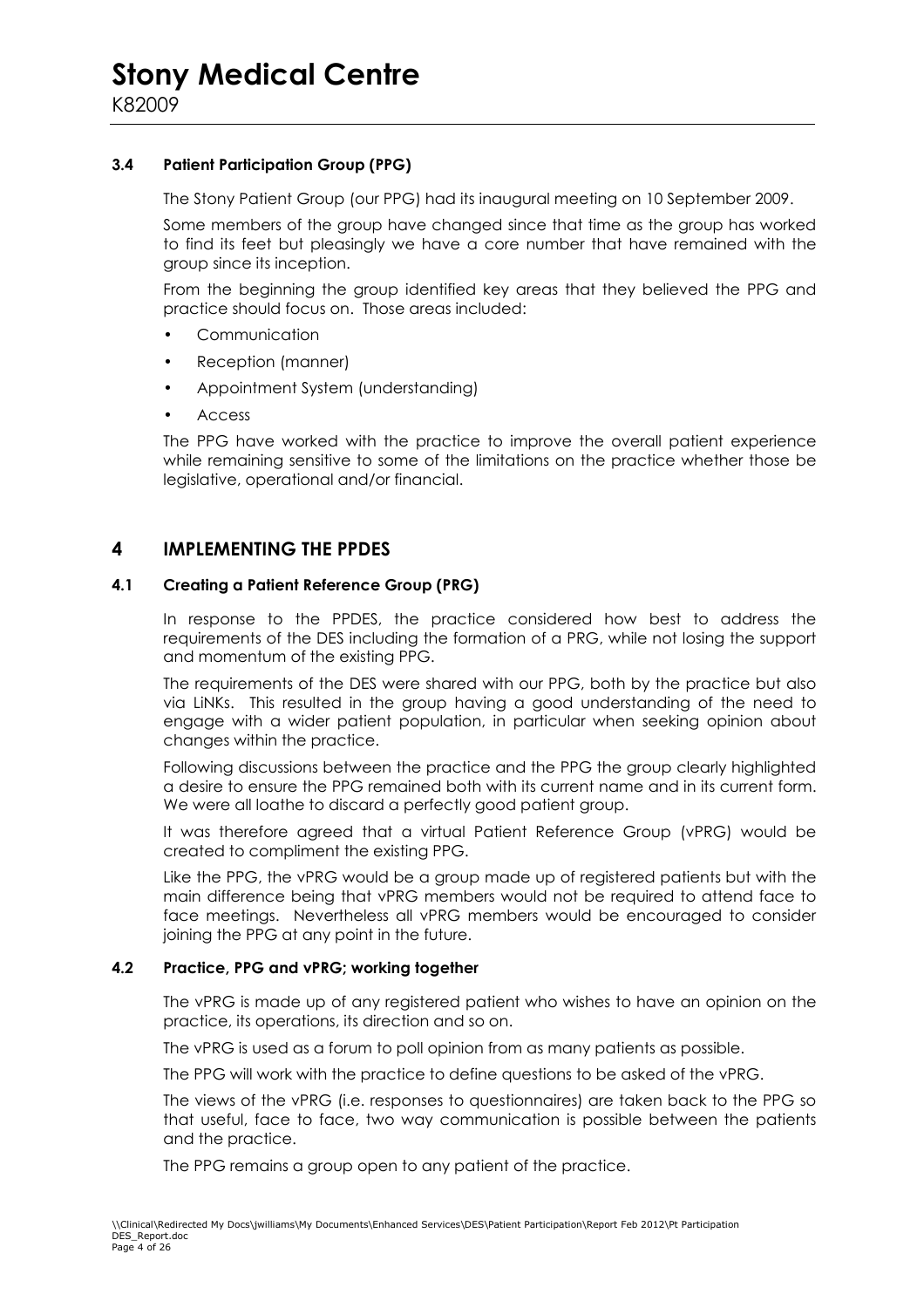### 3.4 Patient Participation Group (PPG)

The Stony Patient Group (our PPG) had its inaugural meeting on 10 September 2009.

Some members of the group have changed since that time as the group has worked to find its feet but pleasingly we have a core number that have remained with the group since its inception.

From the beginning the group identified key areas that they believed the PPG and practice should focus on. Those areas included:

- Communication
- Reception (manner)
- Appointment System (understanding)
- Access

The PPG have worked with the practice to improve the overall patient experience while remaining sensitive to some of the limitations on the practice whether those be legislative, operational and/or financial.

## 4 IMPLEMENTING THE PPDES

### 4.1 Creating a Patient Reference Group (PRG)

In response to the PPDES, the practice considered how best to address the requirements of the DES including the formation of a PRG, while not losing the support and momentum of the existing PPG.

The requirements of the DES were shared with our PPG, both by the practice but also via LiNKs. This resulted in the group having a good understanding of the need to engage with a wider patient population, in particular when seeking opinion about changes within the practice.

Following discussions between the practice and the PPG the group clearly highlighted a desire to ensure the PPG remained both with its current name and in its current form. We were all loathe to discard a perfectly good patient group.

It was therefore agreed that a virtual Patient Reference Group (vPRG) would be created to compliment the existing PPG.

Like the PPG, the vPRG would be a group made up of registered patients but with the main difference being that vPRG members would not be required to attend face to face meetings. Nevertheless all vPRG members would be encouraged to consider joining the PPG at any point in the future.

### 4.2 Practice, PPG and vPRG; working together

The vPRG is made up of any registered patient who wishes to have an opinion on the practice, its operations, its direction and so on.

The vPRG is used as a forum to poll opinion from as many patients as possible.

The PPG will work with the practice to define questions to be asked of the vPRG.

The views of the vPRG (i.e. responses to questionnaires) are taken back to the PPG so that useful, face to face, two way communication is possible between the patients and the practice.

The PPG remains a group open to any patient of the practice.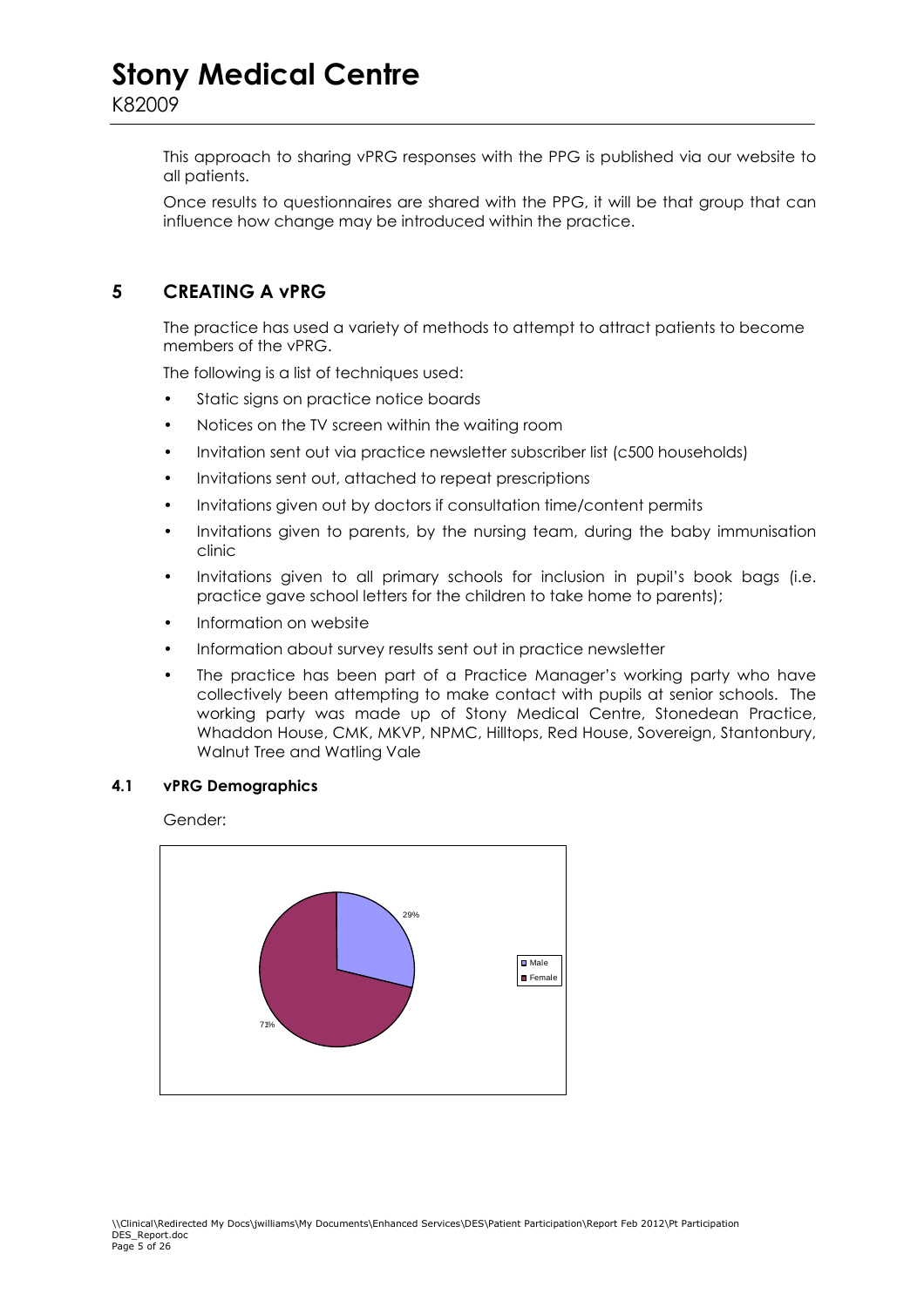This approach to sharing vPRG responses with the PPG is published via our website to all patients.

Once results to questionnaires are shared with the PPG, it will be that group that can influence how change may be introduced within the practice.

## 5 CREATING A vPRG

The practice has used a variety of methods to attempt to attract patients to become members of the vPRG.

The following is a list of techniques used:

- Static signs on practice notice boards
- Notices on the TV screen within the waiting room
- Invitation sent out via practice newsletter subscriber list (c500 households)
- Invitations sent out, attached to repeat prescriptions
- Invitations given out by doctors if consultation time/content permits
- Invitations given to parents, by the nursing team, during the baby immunisation clinic
- Invitations given to all primary schools for inclusion in pupil's book bags (i.e. practice gave school letters for the children to take home to parents);
- Information on website
- Information about survey results sent out in practice newsletter
- The practice has been part of a Practice Manager's working party who have collectively been attempting to make contact with pupils at senior schools. The working party was made up of Stony Medical Centre, Stonedean Practice, Whaddon House, CMK, MKVP, NPMC, Hilltops, Red House, Sovereign, Stantonbury, Walnut Tree and Watling Vale

### 4.1 vPRG Demographics

Gender:

| Gender | Percentage |
|---|---|
| Male | 29% |
| Female | 71% |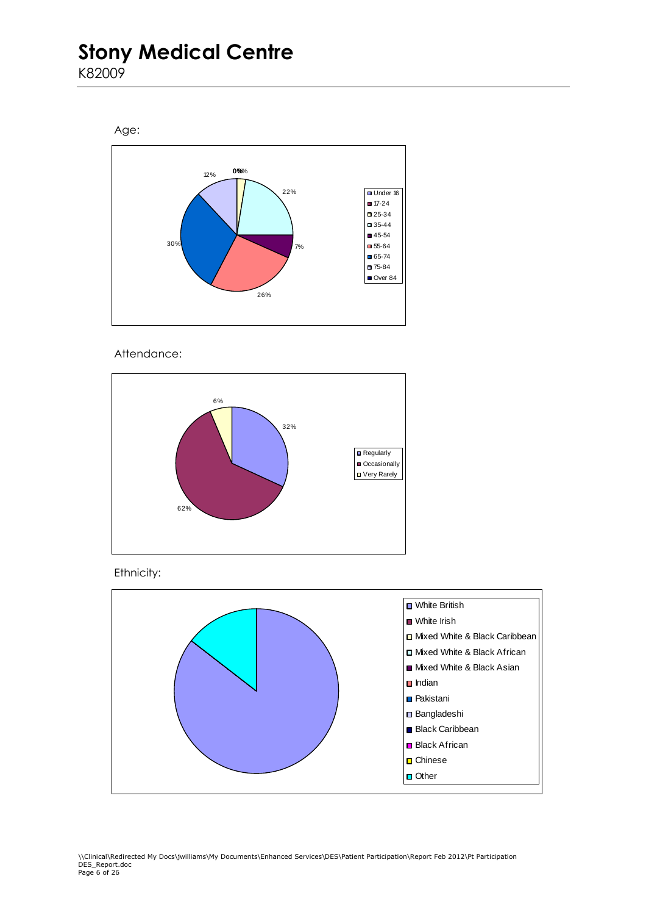# Stony Medical Centre

K82009

Age:

| Age group | Percentage |
|---|---|
| Under 16 | 0% |
| 17-24 | 0% |
| 25-34 | 2% |
| 35-44 | 22% |
| 45-54 | 7% |
| 55-64 | 26% |
| 65-74 | 30% |
| 75-84 | 12% |
| Over 84 | |

Attendance:

| Attendance | Percentage |
|---|---|
| Regularly | 32% |
| Occasionally | 62% |
| Very Rarely | 6% |

Ethnicity:

- White British
- White Irish
- Mixed White & Black Caribbean
- Mixed White & Black African
- Mixed White & Black Asian
- Indian
- Pakistani
- Bangladeshi
- Black Caribbean
- Black African
- Chinese
- Other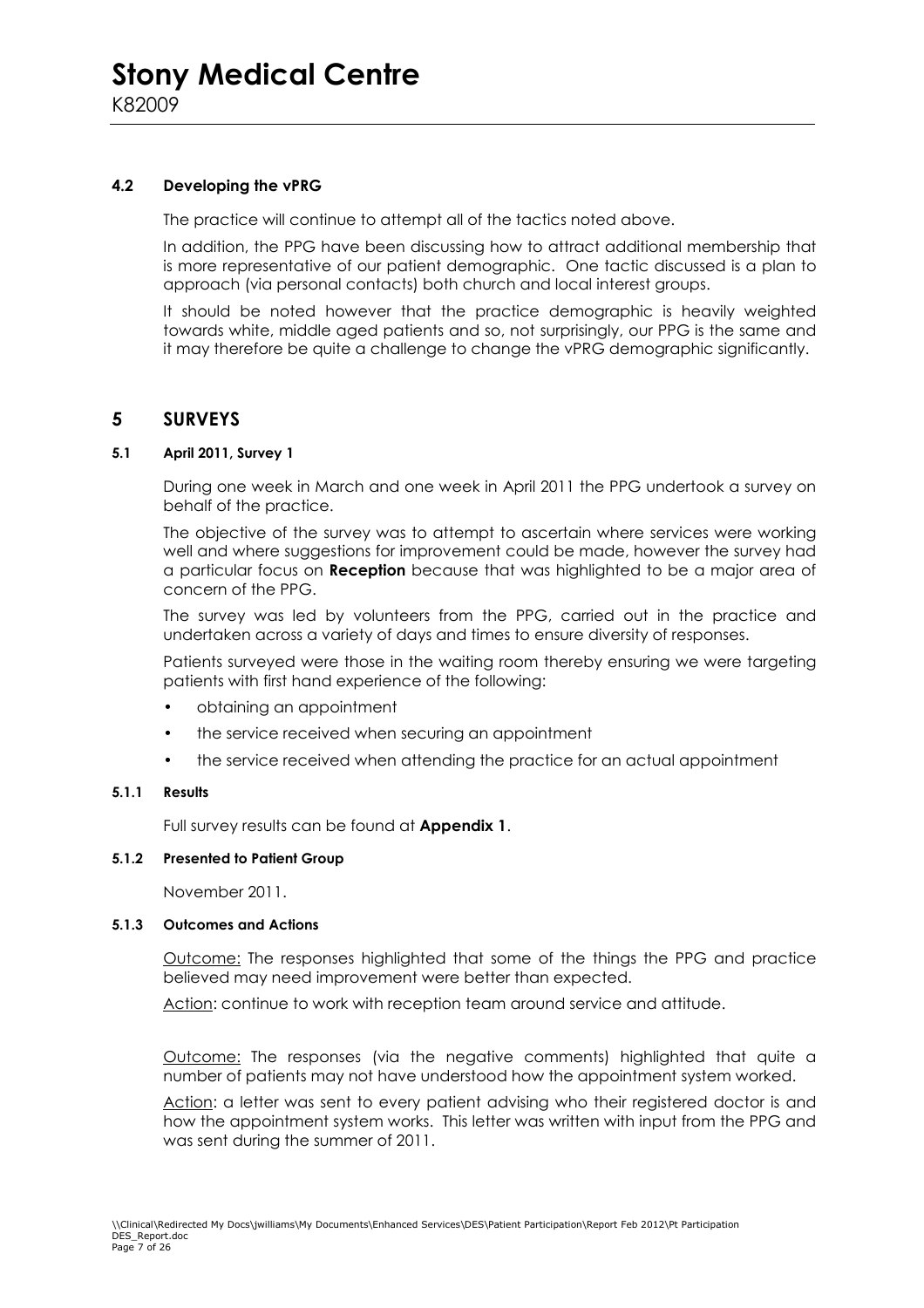### 4.2 Developing the vPRG

The practice will continue to attempt all of the tactics noted above.

In addition, the PPG have been discussing how to attract additional membership that is more representative of our patient demographic. One tactic discussed is a plan to approach (via personal contacts) both church and local interest groups.

It should be noted however that the practice demographic is heavily weighted towards white, middle aged patients and so, not surprisingly, our PPG is the same and it may therefore be quite a challenge to change the vPRG demographic significantly.

## 5 SURVEYS

### 5.1 April 2011, Survey 1

During one week in March and one week in April 2011 the PPG undertook a survey on behalf of the practice.

The objective of the survey was to attempt to ascertain where services were working well and where suggestions for improvement could be made, however the survey had a particular focus on **Reception** because that was highlighted to be a major area of concern of the PPG.

The survey was led by volunteers from the PPG, carried out in the practice and undertaken across a variety of days and times to ensure diversity of responses.

Patients surveyed were those in the waiting room thereby ensuring we were targeting patients with first hand experience of the following:

- obtaining an appointment
- the service received when securing an appointment
- the service received when attending the practice for an actual appointment

#### 5.1.1 Results

Full survey results can be found at **Appendix 1**.

#### 5.1.2 Presented to Patient Group

November 2011.

#### 5.1.3 Outcomes and Actions

Outcome: The responses highlighted that some of the things the PPG and practice believed may need improvement were better than expected.

Action: continue to work with reception team around service and attitude.

Outcome: The responses (via the negative comments) highlighted that quite a number of patients may not have understood how the appointment system worked.

Action: a letter was sent to every patient advising who their registered doctor is and how the appointment system works. This letter was written with input from the PPG and was sent during the summer of 2011.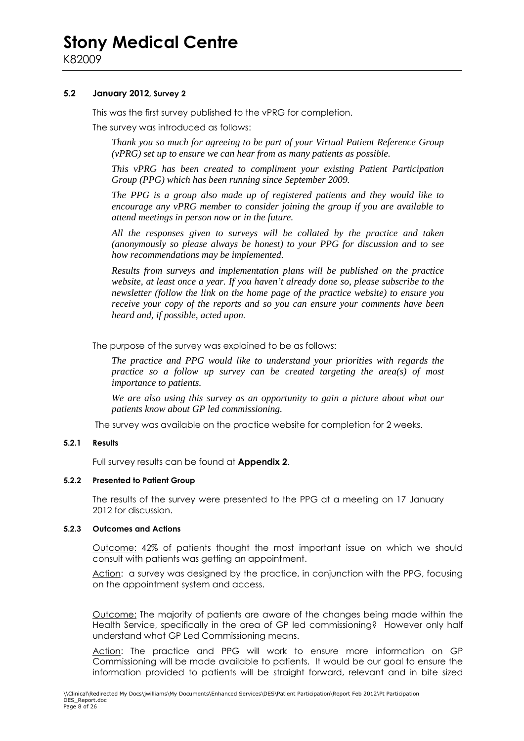### 5.2 January 2012, Survey 2

This was the first survey published to the vPRG for completion.

The survey was introduced as follows:

> *Thank you so much for agreeing to be part of your Virtual Patient Reference Group (vPRG) set up to ensure we can hear from as many patients as possible.*
>
> *This vPRG has been created to compliment your existing Patient Participation Group (PPG) which has been running since September 2009.*
>
> *The PPG is a group also made up of registered patients and they would like to encourage any vPRG member to consider joining the group if you are available to attend meetings in person now or in the future.*
>
> *All the responses given to surveys will be collated by the practice and taken (anonymously so please always be honest) to your PPG for discussion and to see how recommendations may be implemented.*
>
> *Results from surveys and implementation plans will be published on the practice website, at least once a year. If you haven't already done so, please subscribe to the newsletter (follow the link on the home page of the practice website) to ensure you receive your copy of the reports and so you can ensure your comments have been heard and, if possible, acted upon.*

The purpose of the survey was explained to be as follows:

> *The practice and PPG would like to understand your priorities with regards the practice so a follow up survey can be created targeting the area(s) of most importance to patients.*
>
> *We are also using this survey as an opportunity to gain a picture about what our patients know about GP led commissioning.*

The survey was available on the practice website for completion for 2 weeks.

#### 5.2.1 Results

Full survey results can be found at **Appendix 2**.

#### 5.2.2 Presented to Patient Group

The results of the survey were presented to the PPG at a meeting on 17 January 2012 for discussion.

#### 5.2.3 Outcomes and Actions

<u>Outcome:</u> 42% of patients thought the most important issue on which we should consult with patients was getting an appointment.

<u>Action</u>: a survey was designed by the practice, in conjunction with the PPG, focusing on the appointment system and access.

<u>Outcome:</u> The majority of patients are aware of the changes being made within the Health Service, specifically in the area of GP led commissioning? However only half understand what GP Led Commissioning means.

<u>Action</u>: The practice and PPG will work to ensure more information on GP Commissioning will be made available to patients. It would be our goal to ensure the information provided to patients will be straight forward, relevant and in bite sized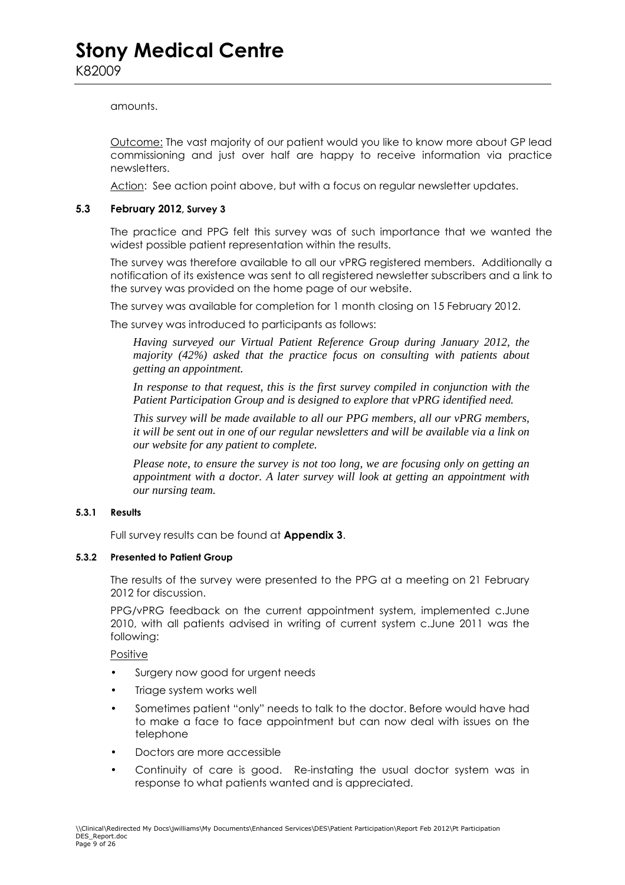amounts.

Outcome: The vast majority of our patient would you like to know more about GP lead commissioning and just over half are happy to receive information via practice newsletters.

Action: See action point above, but with a focus on regular newsletter updates.

### 5.3 February 2012, Survey 3

The practice and PPG felt this survey was of such importance that we wanted the widest possible patient representation within the results.

The survey was therefore available to all our vPRG registered members. Additionally a notification of its existence was sent to all registered newsletter subscribers and a link to the survey was provided on the home page of our website.

The survey was available for completion for 1 month closing on 15 February 2012.

The survey was introduced to participants as follows:

> *Having surveyed our Virtual Patient Reference Group during January 2012, the majority (42%) asked that the practice focus on consulting with patients about getting an appointment.*
>
> *In response to that request, this is the first survey compiled in conjunction with the Patient Participation Group and is designed to explore that vPRG identified need.*
>
> *This survey will be made available to all our PPG members, all our vPRG members, it will be sent out in one of our regular newsletters and will be available via a link on our website for any patient to complete.*
>
> *Please note, to ensure the survey is not too long, we are focusing only on getting an appointment with a doctor. A later survey will look at getting an appointment with our nursing team.*

#### 5.3.1 Results

Full survey results can be found at **Appendix 3**.

#### 5.3.2 Presented to Patient Group

The results of the survey were presented to the PPG at a meeting on 21 February 2012 for discussion.

PPG/vPRG feedback on the current appointment system, implemented c.June 2010, with all patients advised in writing of current system c.June 2011 was the following:

Positive

- Surgery now good for urgent needs
- Triage system works well
- Sometimes patient "only" needs to talk to the doctor. Before would have had to make a face to face appointment but can now deal with issues on the telephone
- Doctors are more accessible
- Continuity of care is good. Re-instating the usual doctor system was in response to what patients wanted and is appreciated.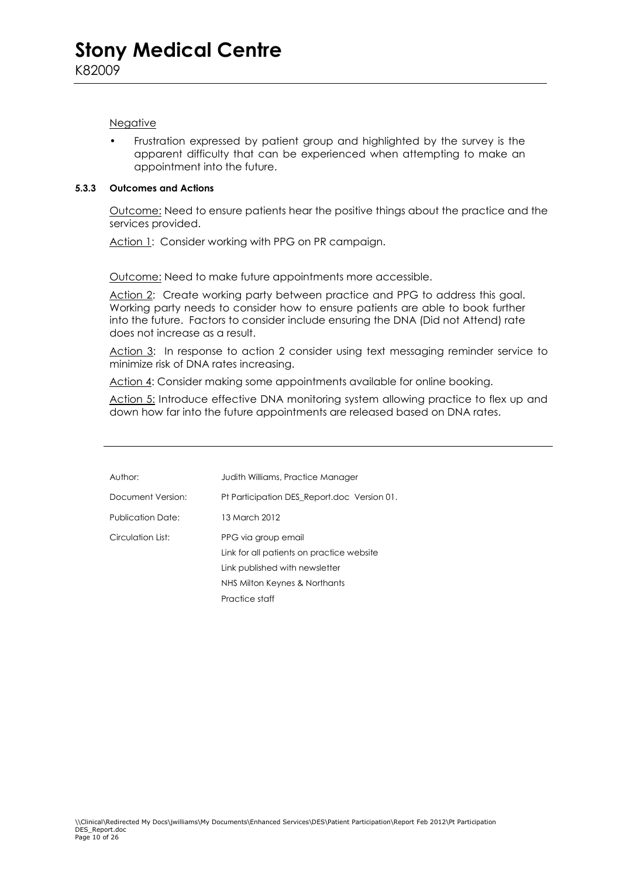Negative

- Frustration expressed by patient group and highlighted by the survey is the apparent difficulty that can be experienced when attempting to make an appointment into the future.

#### 5.3.3 Outcomes and Actions

Outcome: Need to ensure patients hear the positive things about the practice and the services provided.

Action 1: Consider working with PPG on PR campaign.

Outcome: Need to make future appointments more accessible.

Action 2: Create working party between practice and PPG to address this goal. Working party needs to consider how to ensure patients are able to book further into the future. Factors to consider include ensuring the DNA (Did not Attend) rate does not increase as a result.

Action 3: In response to action 2 consider using text messaging reminder service to minimize risk of DNA rates increasing.

Action 4: Consider making some appointments available for online booking.

Action 5: Introduce effective DNA monitoring system allowing practice to flex up and down how far into the future appointments are released based on DNA rates.

---

| | |
|---|---|
| Author: | Judith Williams, Practice Manager |
| Document Version: | Pt Participation DES_Report.doc Version 01. |
| Publication Date: | 13 March 2012 |
| Circulation List: | PPG via group email<br>Link for all patients on practice website<br>Link published with newsletter<br>NHS Milton Keynes & Northants<br>Practice staff |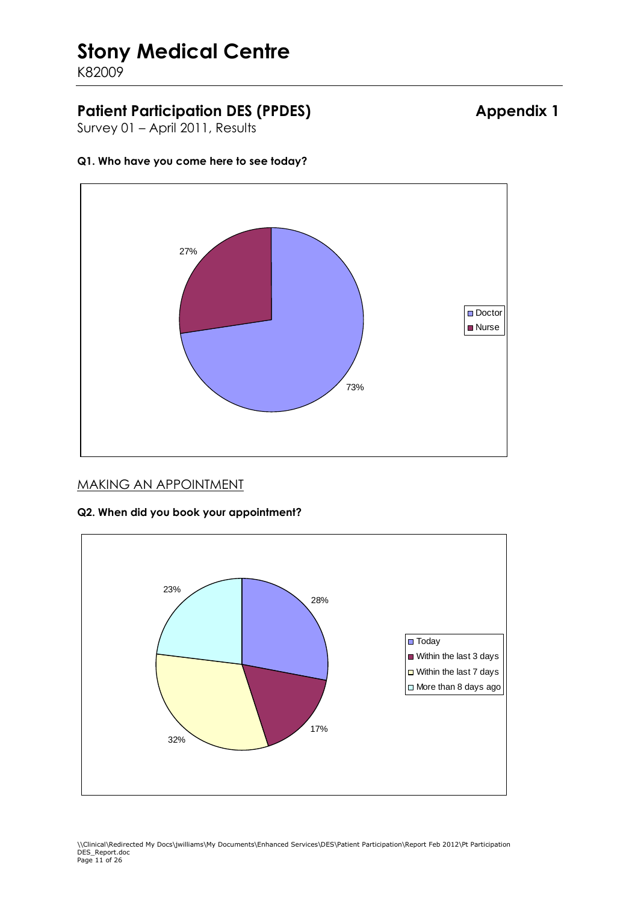# Stony Medical Centre

K82009

## Patient Participation DES (PPDES) — Appendix 1

Survey 01 – April 2011, Results

**Q1. Who have you come here to see today?**

| Response | Percentage |
|---|---|
| Doctor | 73% |
| Nurse | 27% |

MAKING AN APPOINTMENT

**Q2. When did you book your appointment?**

| Response | Percentage |
|---|---|
| Today | 28% |
| Within the last 3 days | 17% |
| Within the last 7 days | 32% |
| More than 8 days ago | 23% |

\\Clinical\Redirected My Docs\jwilliams\My Documents\Enhanced Services\DES\Patient Participation\Report Feb 2012\Pt Participation DES_Report.doc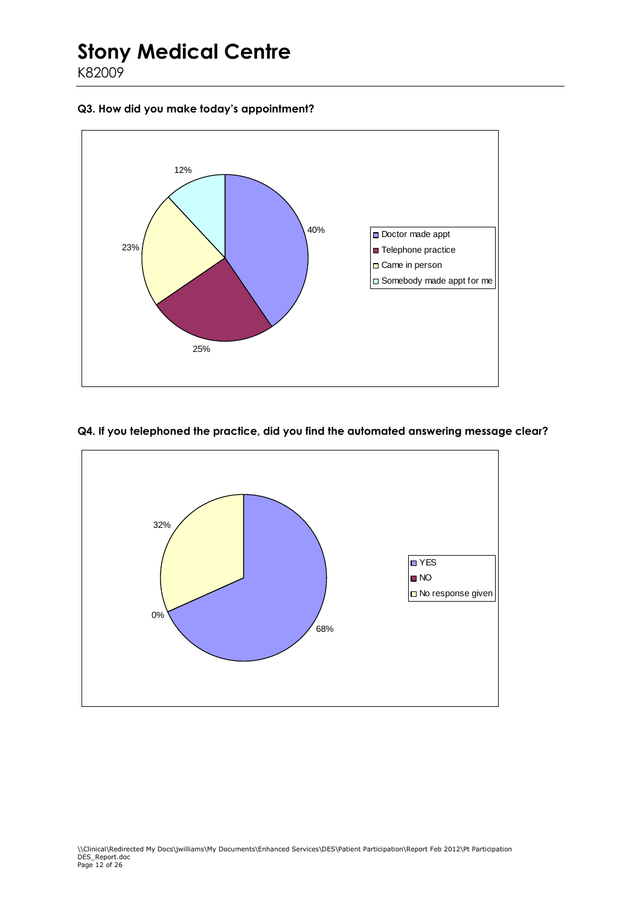# Stony Medical Centre

K82009

**Q3. How did you make today's appointment?**

| Response | Percentage |
|---|---|
| Doctor made appt | 40% |
| Telephone practice | 25% |
| Came in person | 23% |
| Somebody made appt for me | 12% |

**Q4. If you telephoned the practice, did you find the automated answering message clear?**

| Response | Percentage |
|---|---|
| YES | 68% |
| NO | 0% |
| No response given | 32% |

\\Clinical\Redirected My Docs\jwilliams\My Documents\Enhanced Services\DES\Patient Participation\Report Feb 2012\Pt Participation DES_Report.doc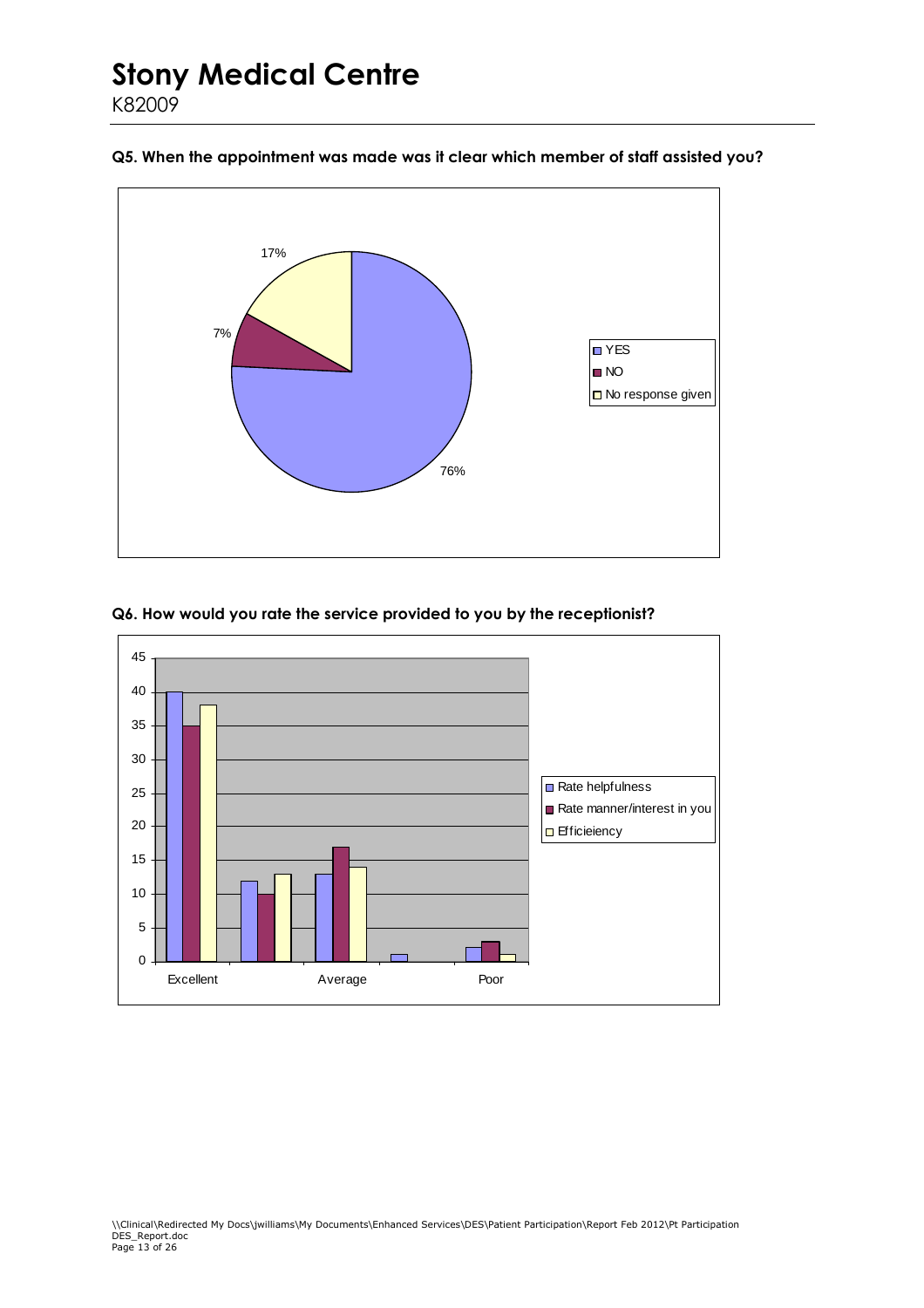## Q5. When the appointment was made was it clear which member of staff assisted you?

| Response | Percentage |
|---|---|
| YES | 76% |
| NO | 7% |
| No response given | 17% |

## Q6. How would you rate the service provided to you by the receptionist?

| | Excellent | | Average | | Poor |
|---|---|---|---|---|---|
| Rate helpfulness | 40 | 12 | 13 | 1 | 2 |
| Rate manner/interest in you | 35 | 10 | 17 | 0 | 3 |
| Efficieiency | 38 | 13 | 14 | 0 | 1 |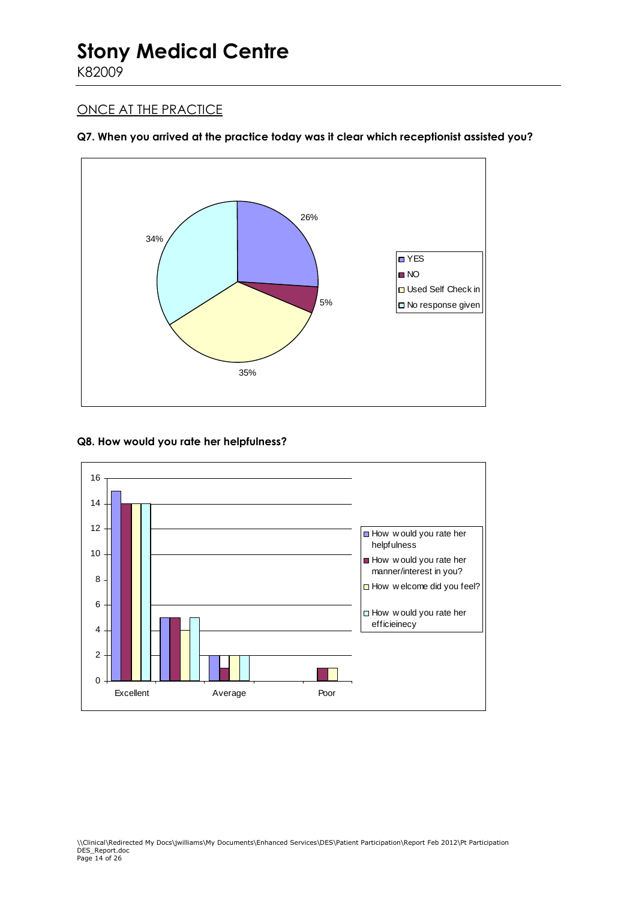# Stony Medical Centre

K82009

## ONCE AT THE PRACTICE

**Q7. When you arrived at the practice today was it clear which receptionist assisted you?**

| Response | Percentage |
| --- | --- |
| YES | 26% |
| NO | 5% |
| Used Self Check in | 35% |
| No response given | 34% |

**Q8. How would you rate her helpfulness?**

| | How would you rate her helpfulness | How would you rate her manner/interest in you? | How welcome did you feel? | How would you rate her efficieinecy |
| --- | --- | --- | --- | --- |
| Excellent | 15 | 14 | 14 | 14 |
| | 5 | 5 | 4 | 5 |
| Average | 2 | 1 | 2 | 2 |
| | | | | |
| Poor | | 1 | 1 | |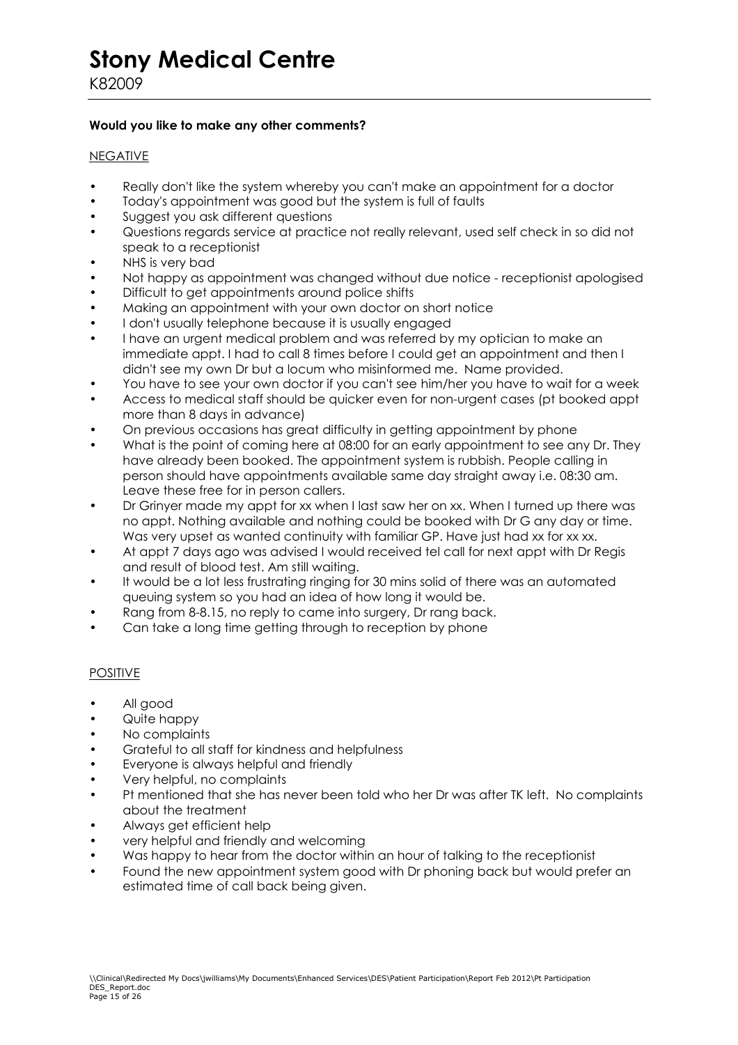# Stony Medical Centre

K82009

**Would you like to make any other comments?**

NEGATIVE

- Really don't like the system whereby you can't make an appointment for a doctor
- Today's appointment was good but the system is full of faults
- Suggest you ask different questions
- Questions regards service at practice not really relevant, used self check in so did not speak to a receptionist
- NHS is very bad
- Not happy as appointment was changed without due notice - receptionist apologised
- Difficult to get appointments around police shifts
- Making an appointment with your own doctor on short notice
- I don't usually telephone because it is usually engaged
- I have an urgent medical problem and was referred by my optician to make an immediate appt. I had to call 8 times before I could get an appointment and then I didn't see my own Dr but a locum who misinformed me. Name provided.
- You have to see your own doctor if you can't see him/her you have to wait for a week
- Access to medical staff should be quicker even for non-urgent cases (pt booked appt more than 8 days in advance)
- On previous occasions has great difficulty in getting appointment by phone
- What is the point of coming here at 08:00 for an early appointment to see any Dr. They have already been booked. The appointment system is rubbish. People calling in person should have appointments available same day straight away i.e. 08:30 am. Leave these free for in person callers.
- Dr Grinyer made my appt for xx when I last saw her on xx. When I turned up there was no appt. Nothing available and nothing could be booked with Dr G any day or time. Was very upset as wanted continuity with familiar GP. Have just had xx for xx xx.
- At appt 7 days ago was advised I would received tel call for next appt with Dr Regis and result of blood test. Am still waiting.
- It would be a lot less frustrating ringing for 30 mins solid of there was an automated queuing system so you had an idea of how long it would be.
- Rang from 8-8.15, no reply to came into surgery, Dr rang back.
- Can take a long time getting through to reception by phone

POSITIVE

- All good
- Quite happy
- No complaints
- Grateful to all staff for kindness and helpfulness
- Everyone is always helpful and friendly
- Very helpful, no complaints
- Pt mentioned that she has never been told who her Dr was after TK left. No complaints about the treatment
- Always get efficient help
- very helpful and friendly and welcoming
- Was happy to hear from the doctor within an hour of talking to the receptionist
- Found the new appointment system good with Dr phoning back but would prefer an estimated time of call back being given.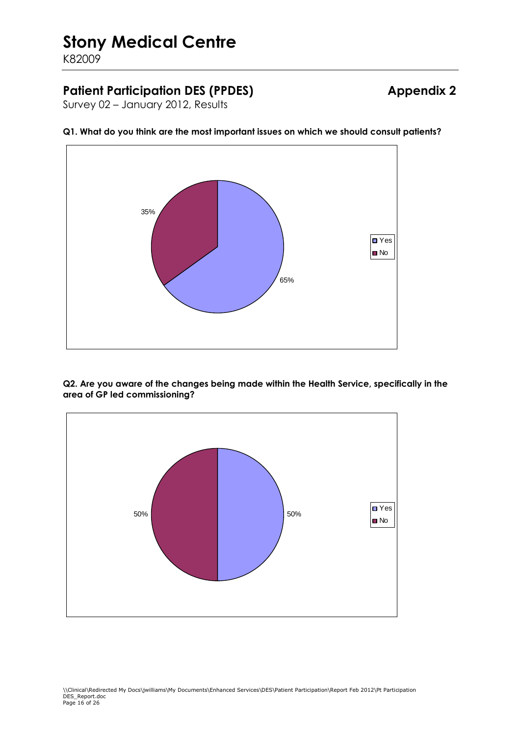# Stony Medical Centre

K82009

## Patient Participation DES (PPDES) Appendix 2

Survey 02 – January 2012, Results

**Q1. What do you think are the most important issues on which we should consult patients?**

35%

65%

Yes

No

**Q2. Are you aware of the changes being made within the Health Service, specifically in the area of GP led commissioning?**

50%

50%

Yes

No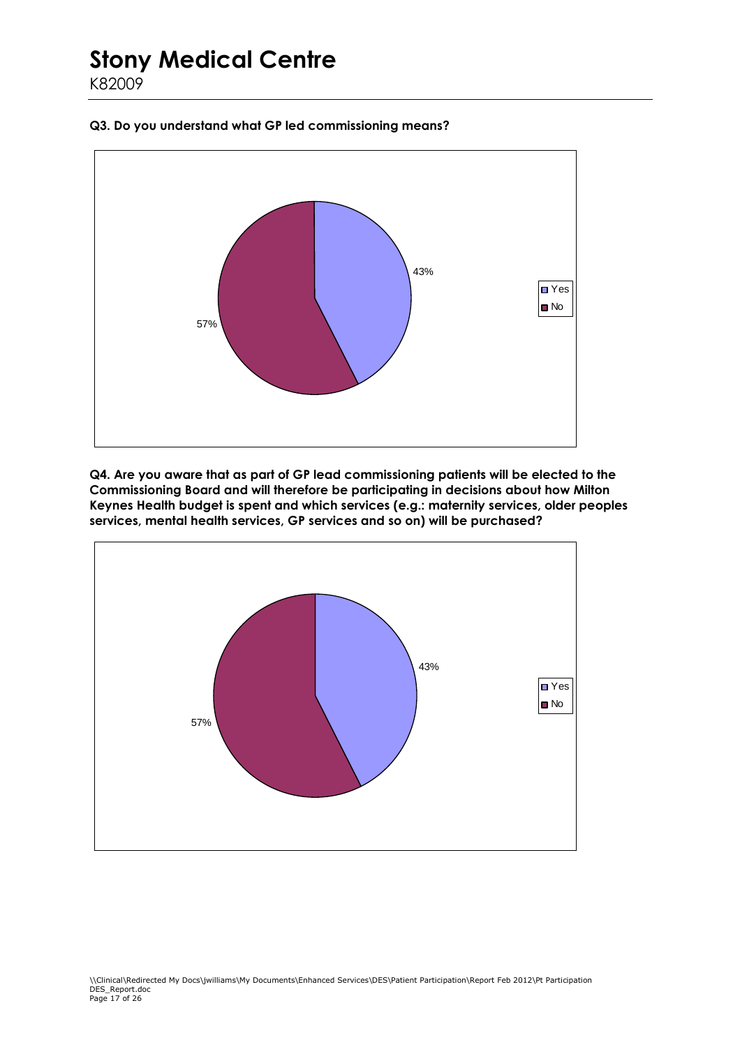# Stony Medical Centre

K82009

**Q3. Do you understand what GP led commissioning means?**

| Response | Percentage |
|---|---|
| Yes | 43% |
| No | 57% |

**Q4. Are you aware that as part of GP lead commissioning patients will be elected to the Commissioning Board and will therefore be participating in decisions about how Milton Keynes Health budget is spent and which services (e.g.: maternity services, older peoples services, mental health services, GP services and so on) will be purchased?**

| Response | Percentage |
|---|---|
| Yes | 43% |
| No | 57% |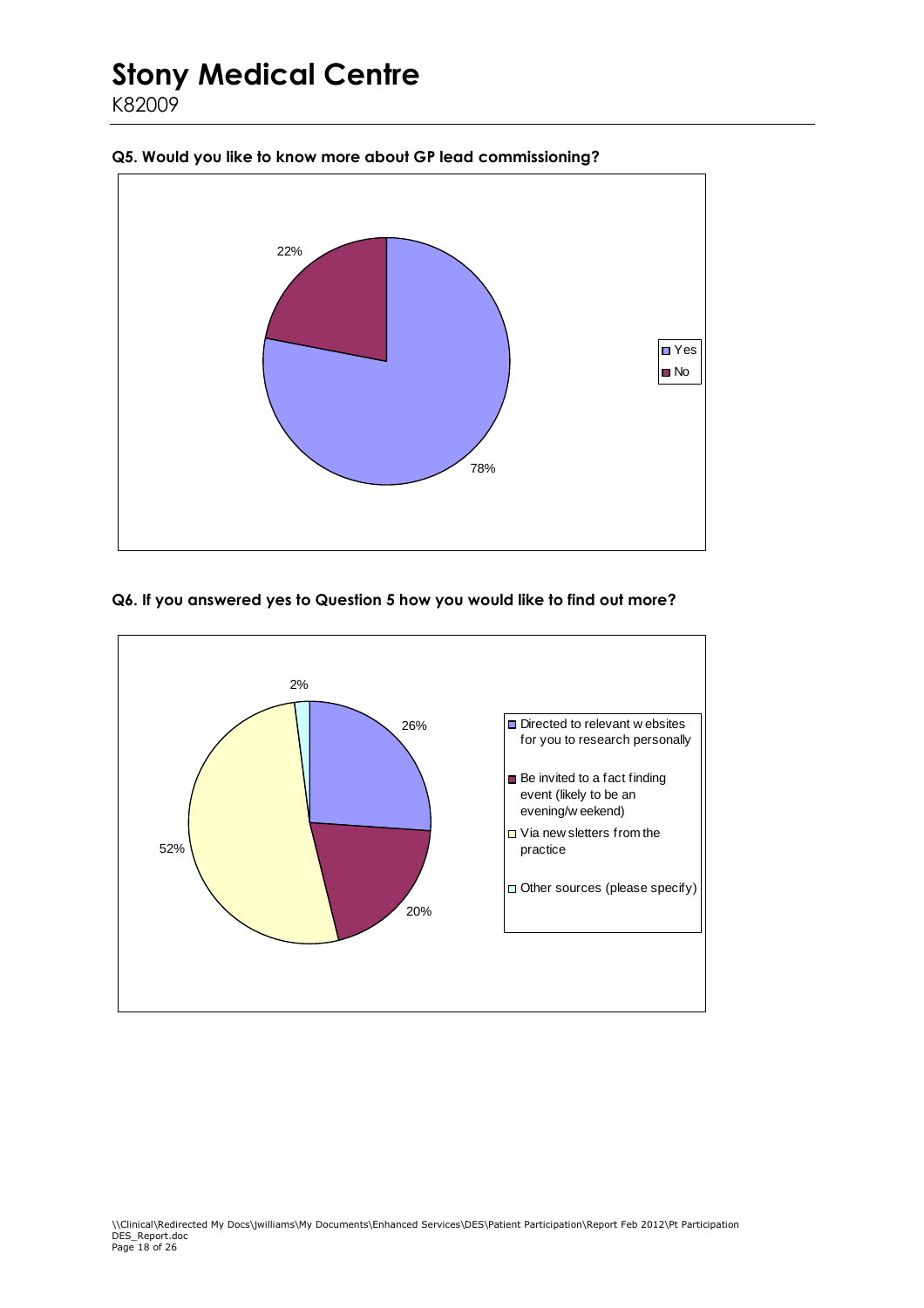# Stony Medical Centre

K82009

**Q5. Would you like to know more about GP lead commissioning?**

| Response | Percentage |
|---|---|
| Yes | 78% |
| No | 22% |

**Q6. If you answered yes to Question 5 how you would like to find out more?**

| Response | Percentage |
|---|---|
| Directed to relevant websites for you to research personally | 26% |
| Be invited to a fact finding event (likely to be an evening/weekend) | 20% |
| Via newsletters from the practice | 52% |
| Other sources (please specify) | 2% |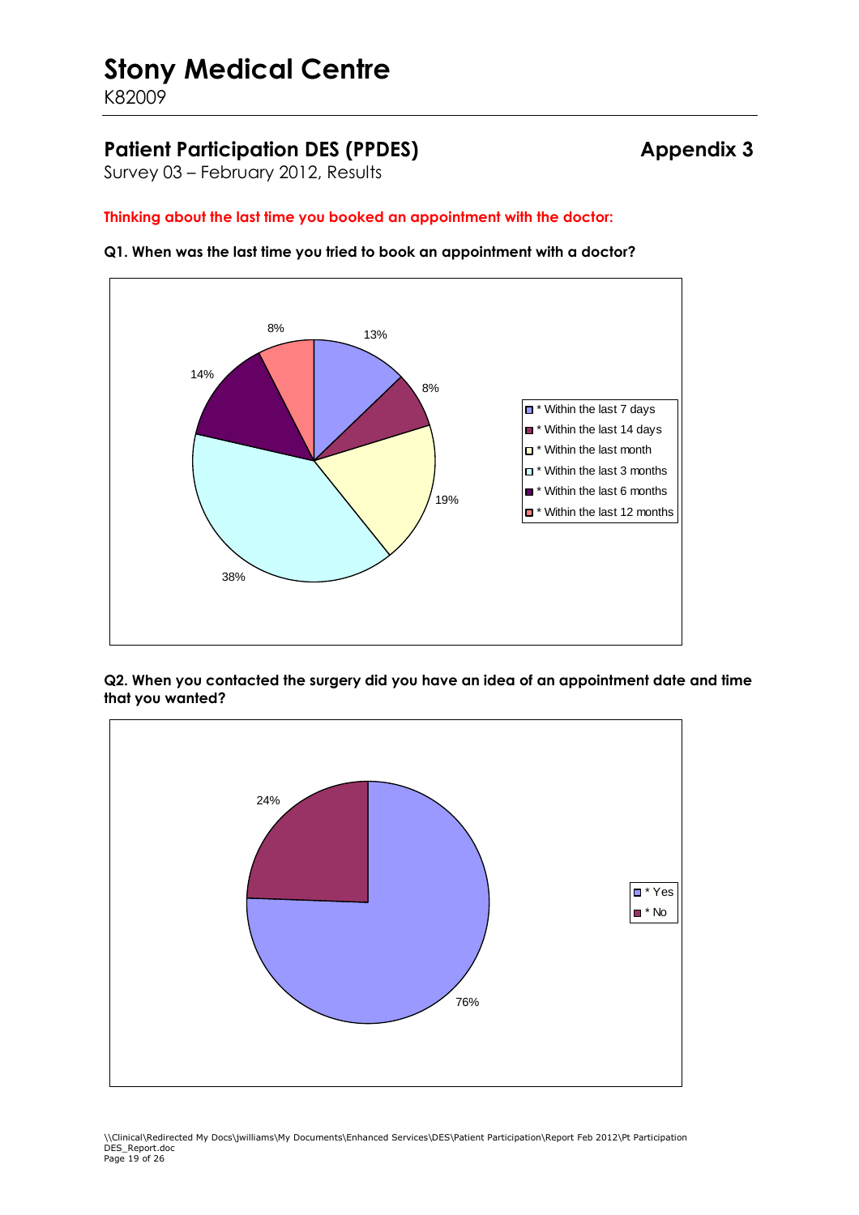# Stony Medical Centre

K82009

## Patient Participation DES (PPDES) — Appendix 3

Survey 03 – February 2012, Results

**Thinking about the last time you booked an appointment with the doctor:**

**Q1. When was the last time you tried to book an appointment with a doctor?**

| Response | % |
|---|---|
| * Within the last 7 days | 13% |
| * Within the last 14 days | 8% |
| * Within the last month | 19% |
| * Within the last 3 months | 38% |
| * Within the last 6 months | 14% |
| * Within the last 12 months | 8% |

**Q2. When you contacted the surgery did you have an idea of an appointment date and time that you wanted?**

| Response | % |
|---|---|
| * Yes | 76% |
| * No | 24% |

\\Clinical\Redirected My Docs\jwilliams\My Documents\Enhanced Services\DES\Patient Participation\Report Feb 2012\Pt Participation DES_Report.doc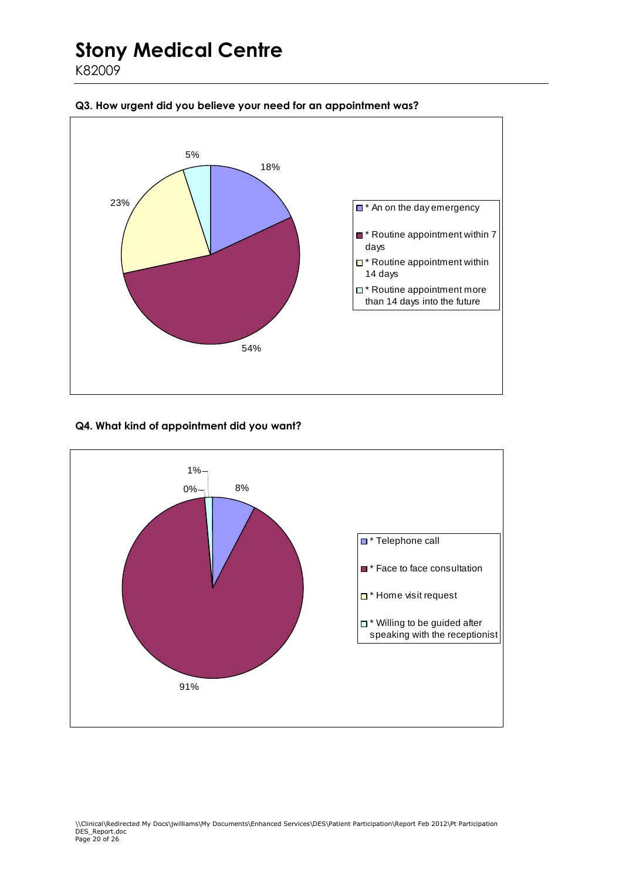# Stony Medical Centre

K82009

**Q3. How urgent did you believe your need for an appointment was?**

| Response | % |
|---|---|
| * An on the day emergency | 18% |
| * Routine appointment within 7 days | 54% |
| * Routine appointment within 14 days | 23% |
| * Routine appointment more than 14 days into the future | 5% |

**Q4. What kind of appointment did you want?**

| Response | % |
|---|---|
| * Telephone call | 8% |
| * Face to face consultation | 91% |
| * Home visit request | 0% |
| * Willing to be guided after speaking with the receptionist | 1% |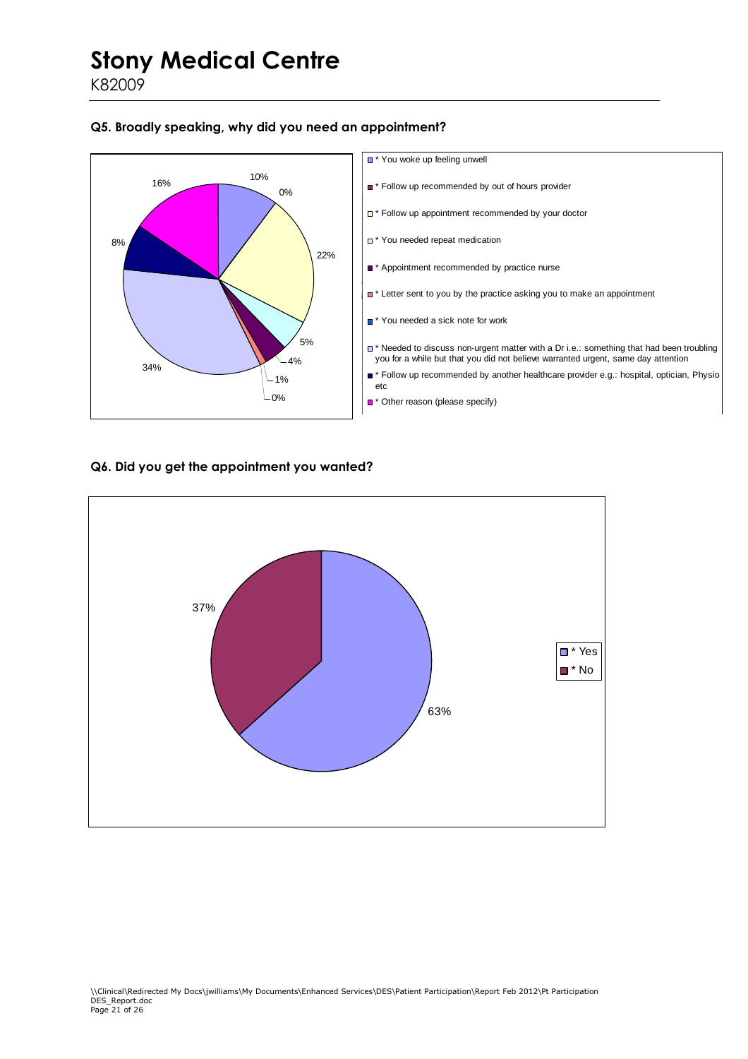# Stony Medical Centre

K82009

### Q5. Broadly speaking, why did you need an appointment?

| Reason | % |
|---|---|
| * You woke up feeling unwell | 10% |
| * Follow up recommended by out of hours provider | 0% |
| * Follow up appointment recommended by your doctor | 22% |
| * You needed repeat medication | 5% |
| * Appointment recommended by practice nurse | 4% |
| * Letter sent to you by the practice asking you to make an appointment | 1% |
| * You needed a sick note for work | 0% |
| * Needed to discuss non-urgent matter with a Dr i.e.: something that had been troubling you for a while but that you did not believe warranted urgent, same day attention | 34% |
| * Follow up recommended by another healthcare provider e.g.: hospital, optician, Physio etc | 8% |
| * Other reason (please specify) | 16% |

### Q6. Did you get the appointment you wanted?

| Response | % |
|---|---|
| * Yes | 63% |
| * No | 37% |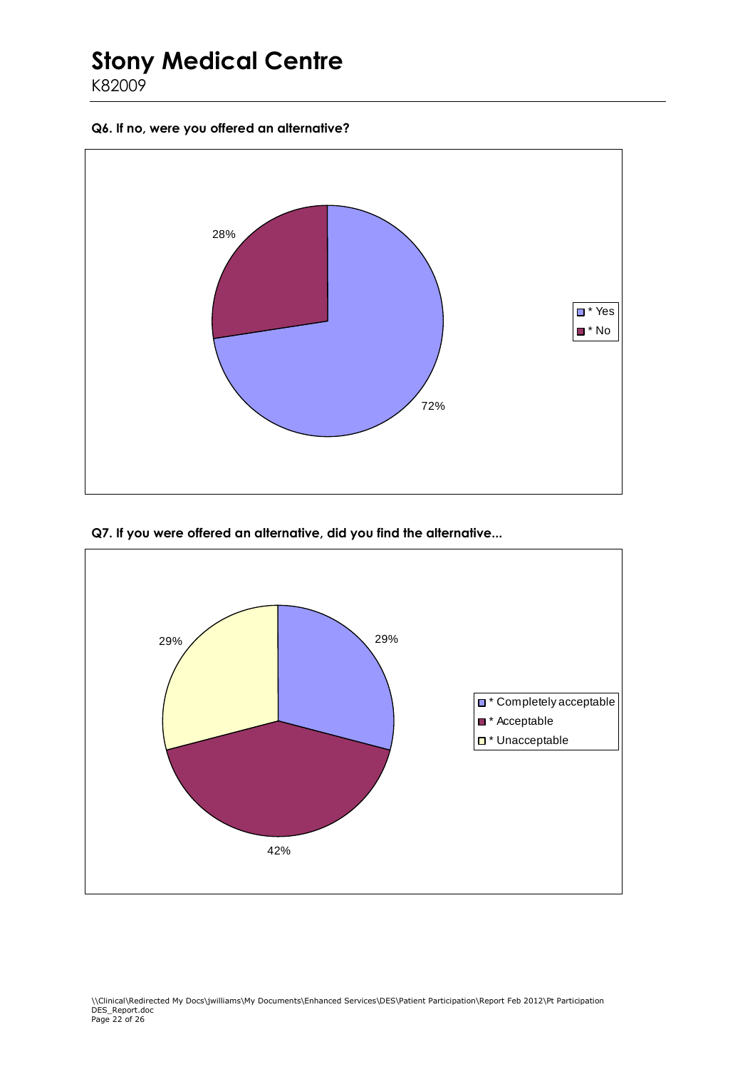# Stony Medical Centre

K82009

**Q6. If no, were you offered an alternative?**

| Response | Percentage |
|---|---|
| * Yes | 72% |
| * No | 28% |

**Q7. If you were offered an alternative, did you find the alternative...**

| Response | Percentage |
|---|---|
| * Completely acceptable | 29% |
| * Acceptable | 42% |
| * Unacceptable | 29% |

\\Clinical\Redirected My Docs\jwilliams\My Documents\Enhanced Services\DES\Patient Participation\Report Feb 2012\Pt Participation DES_Report.doc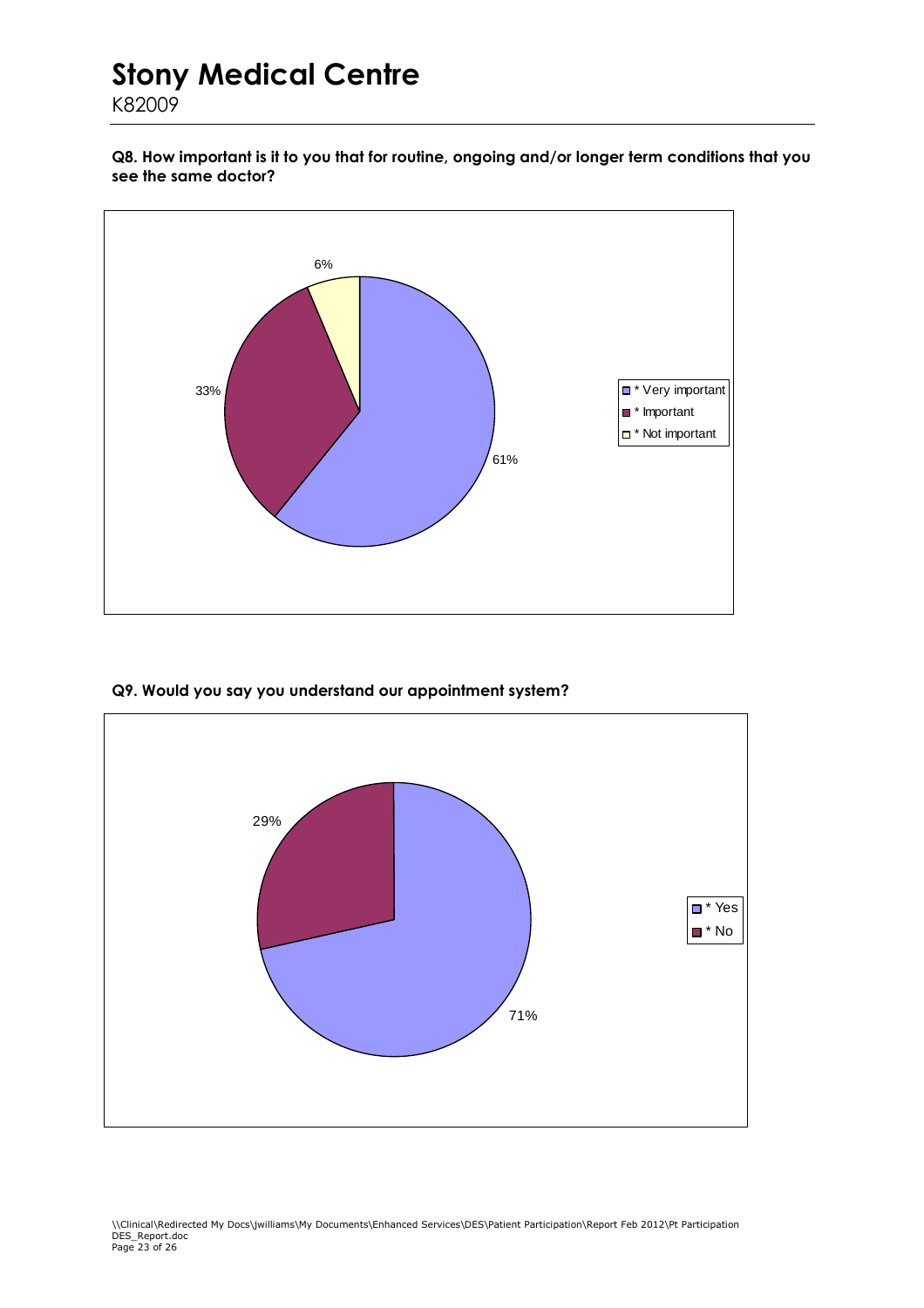# Stony Medical Centre

K82009

**Q8. How important is it to you that for routine, ongoing and/or longer term conditions that you see the same doctor?**

| Response | Percentage |
| --- | --- |
| * Very important | 61% |
| * Important | 33% |
| * Not important | 6% |

**Q9. Would you say you understand our appointment system?**

| Response | Percentage |
| --- | --- |
| * Yes | 71% |
| * No | 29% |

\\Clinical\Redirected My Docs\jwilliams\My Documents\Enhanced Services\DES\Patient Participation\Report Feb 2012\Pt Participation DES_Report.doc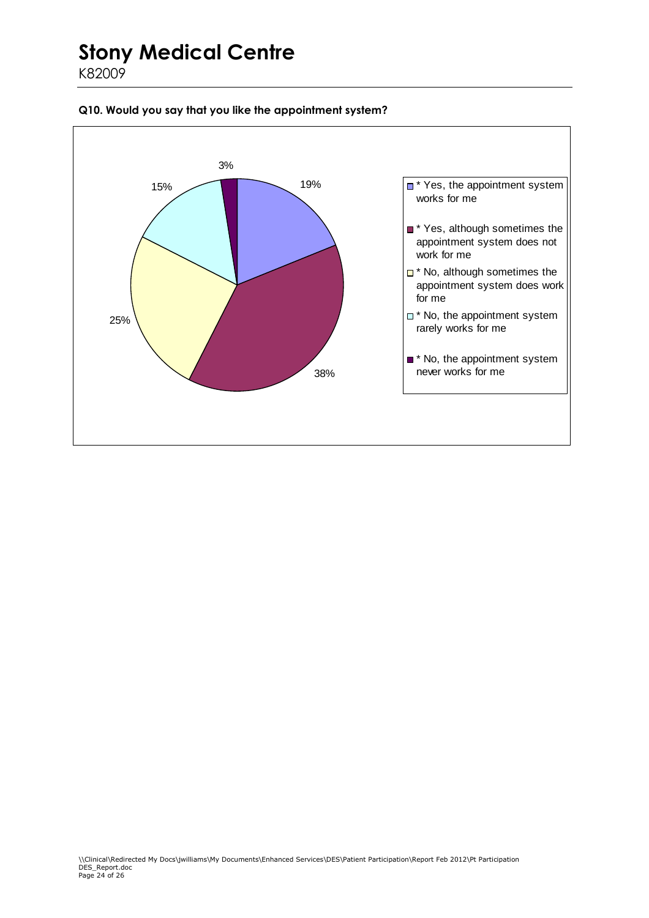# Stony Medical Centre

K82009

**Q10. Would you say that you like the appointment system?**

| Response | Percentage |
|---|---|
| * Yes, the appointment system works for me | 19% |
| * Yes, although sometimes the appointment system does not work for me | 38% |
| * No, although sometimes the appointment system does work for me | 25% |
| * No, the appointment system rarely works for me | 15% |
| * No, the appointment system never works for me | 3% |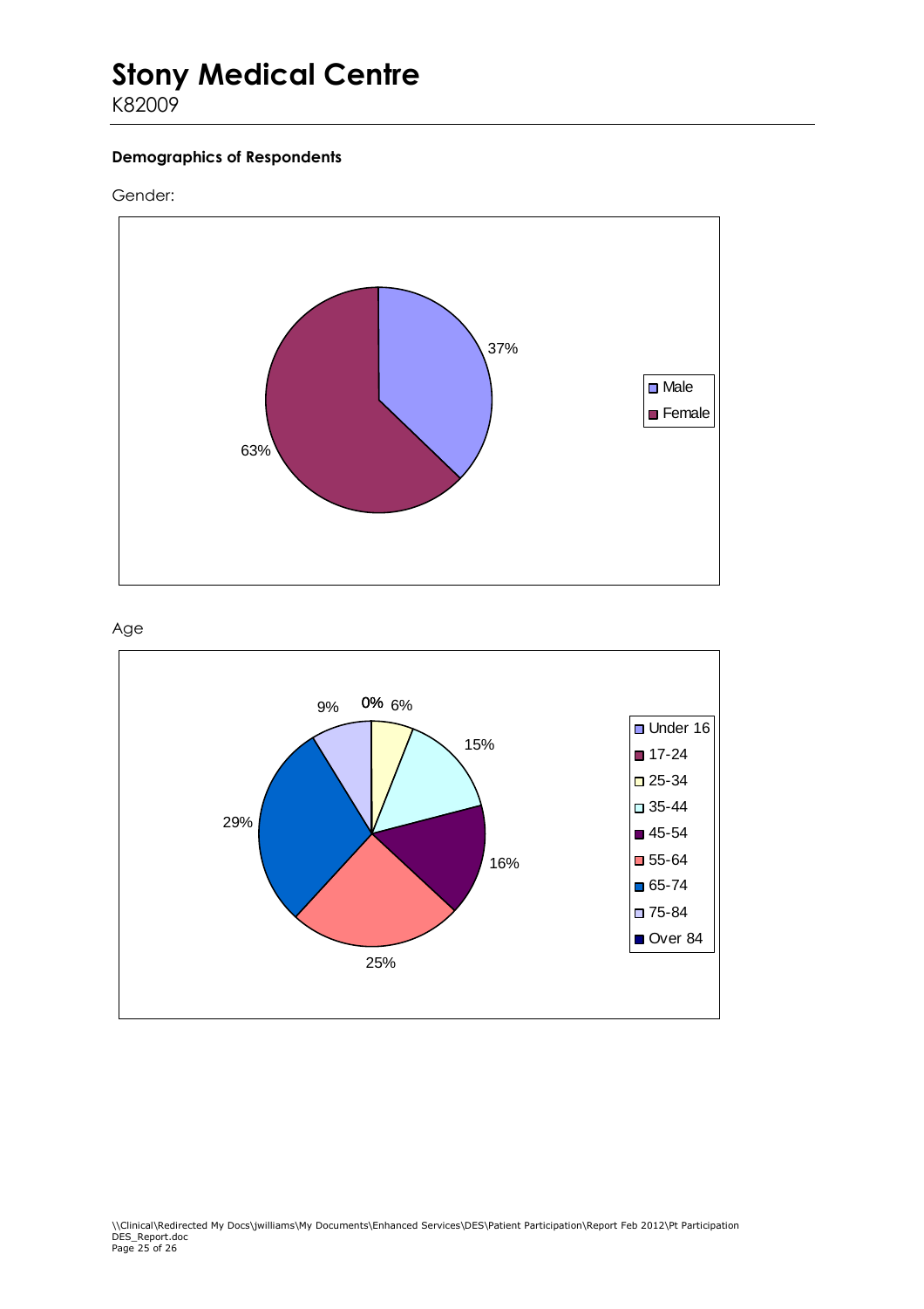# Stony Medical Centre

K82009

**Demographics of Respondents**

Gender:

| Gender | Percentage |
|---|---|
| Male | 37% |
| Female | 63% |

Age

| Age | Percentage |
|---|---|
| Under 16 | 0% |
| 17-24 | 0% |
| 25-34 | 6% |
| 35-44 | 15% |
| 45-54 | 16% |
| 55-64 | 25% |
| 65-74 | 29% |
| 75-84 | 9% |
| Over 84 | 0% |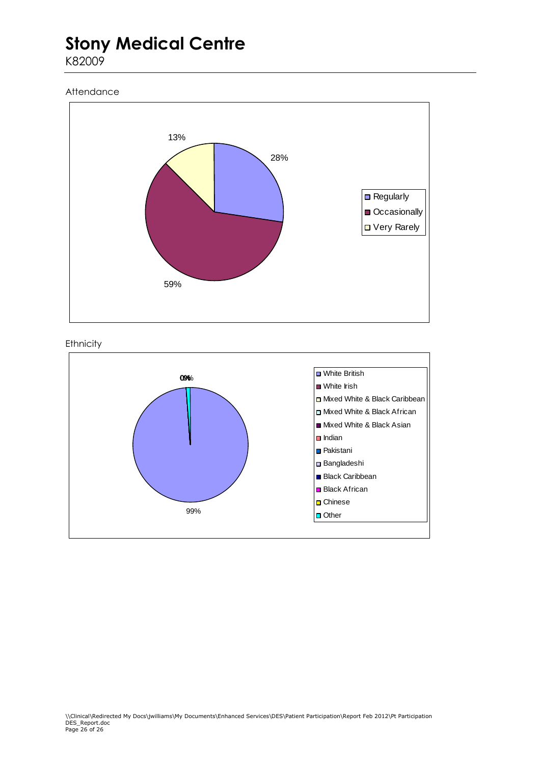# Stony Medical Centre

K82009

Attendance

13%

28%

59%

Regularly
Occasionally
Very Rarely

Ethnicity

0%0%

99%

White British
White Irish
Mixed White & Black Caribbean
Mixed White & Black African
Mixed White & Black Asian
Indian
Pakistani
Bangladeshi
Black Caribbean
Black African
Chinese
Other

\\Clinical\Redirected My Docs\jwilliams\My Documents\Enhanced Services\DES\Patient Participation\Report Feb 2012\Pt Participation DES_Report.doc